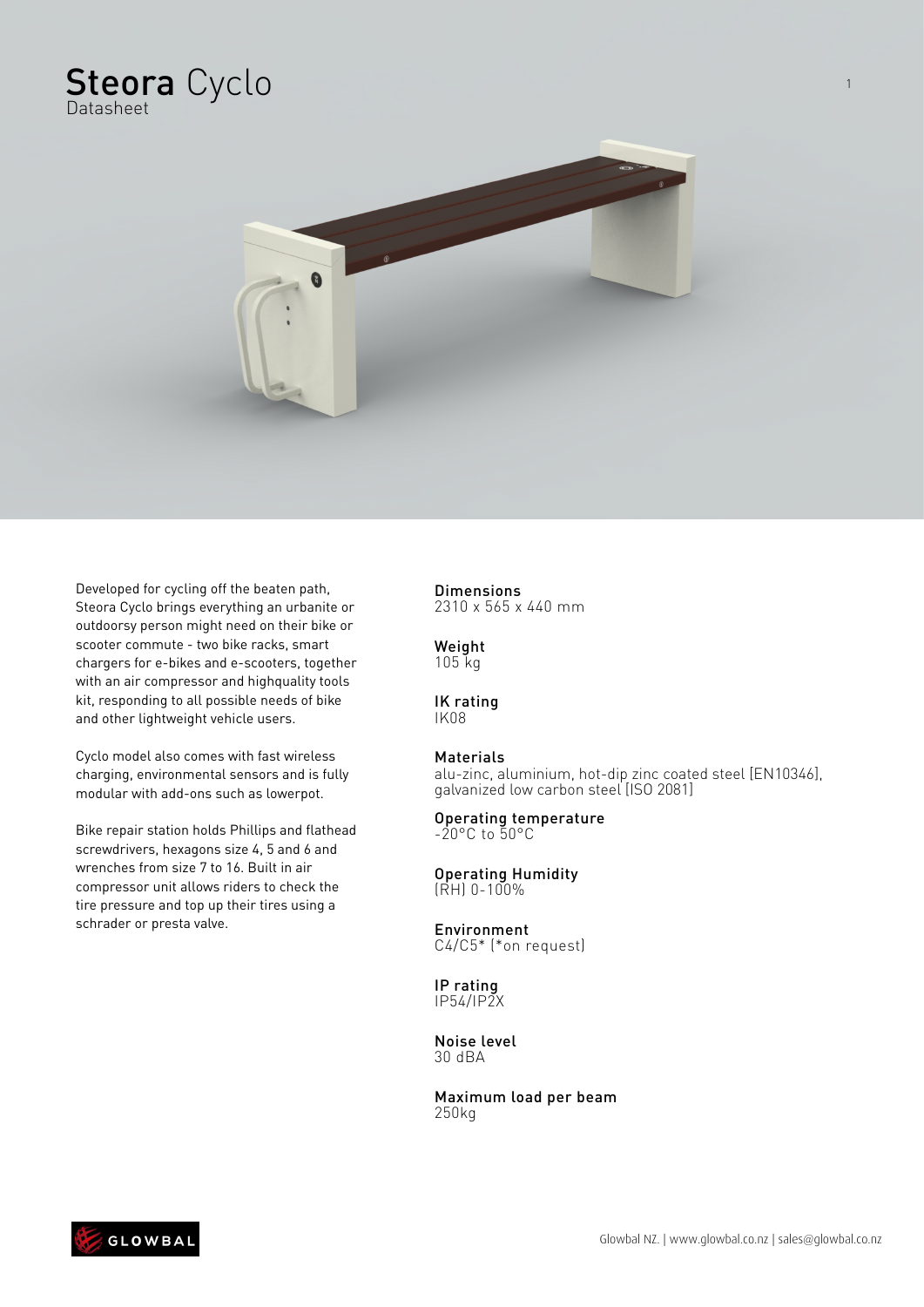# **Steora** Cyclo

Datasheet

Developed for cycling off the beaten path, Steora Cyclo brings everything an urbanite or outdoorsy person might need on their bike or scooter commute - two bike racks, smart chargers for e-bikes and e-scooters, together with an air compressor and highquality tools kit, responding to all possible needs of bike and other lightweight vehicle users.

Cyclo model also comes with fast wireless charging, environmental sensors and is fully modular with add-ons such as lowerpot.

Bike repair station holds Phillips and flathead screwdrivers, hexagons size 4, 5 and 6 and wrenches from size 7 to 16. Built in air compressor unit allows riders to check the tire pressure and top up their tires using a schrader or presta valve.

**Dimensions**
2310 x 565 x 440 mm

**Weight**
105 kg

**IK rating**
IK08

**Materials**
alu-zinc, aluminium, hot-dip zinc coated steel [EN10346], galvanized low carbon steel [ISO 2081]

**Operating temperature**
-20°C to 50°C

**Operating Humidity**
(RH) 0-100%

**Environment**
C4/C5* (*on request)

**IP rating**
IP54/IP2X

**Noise level**
30 dBA

**Maximum load per beam**
250kg

Glowbal NZ. | www.glowbal.co.nz | sales@glowbal.co.nz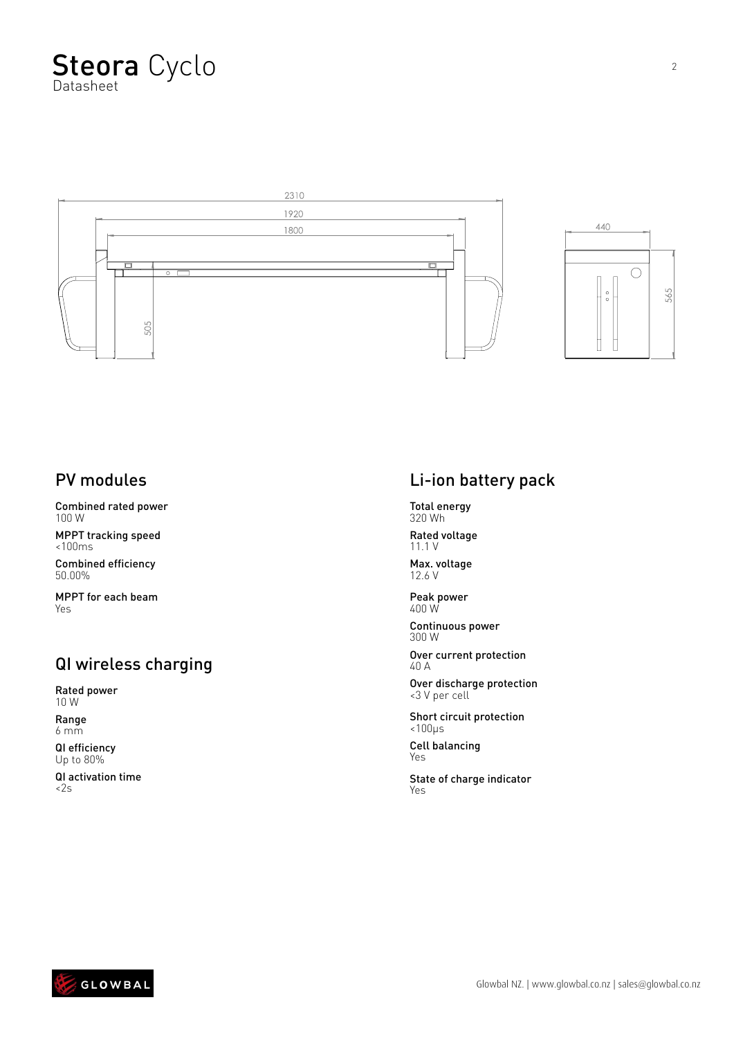# Steora Cyclo
Datasheet

2310
1920
1800
505
440
565

## PV modules

**Combined rated power**
100 W

**MPPT tracking speed**
<100ms

**Combined efficiency**
50.00%

**MPPT for each beam**
Yes

## QI wireless charging

**Rated power**
10 W

**Range**
6 mm

**QI efficiency**
Up to 80%

**QI activation time**
<2s

## Li-ion battery pack

**Total energy**
320 Wh

**Rated voltage**
11.1 V

**Max. voltage**
12.6 V

**Peak power**
400 W

**Continuous power**
300 W

**Over current protection**
40 A

**Over discharge protection**
<3 V per cell

**Short circuit protection**
<100µs

**Cell balancing**
Yes

**State of charge indicator**
Yes

GLOWBAL

Glowbal NZ. | www.glowbal.co.nz | sales@glowbal.co.nz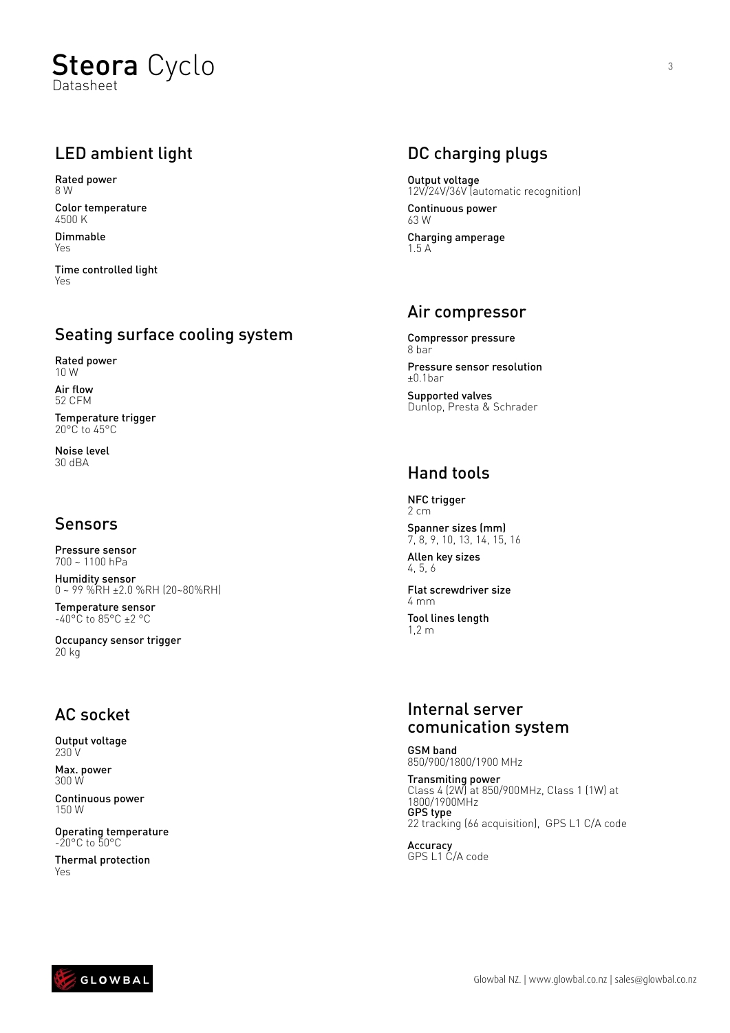# **Steora** Cyclo
Datasheet

## LED ambient light

**Rated power**
8 W

**Color temperature**
4500 K

**Dimmable**
Yes

**Time controlled light**
Yes

## Seating surface cooling system

**Rated power**
10 W

**Air flow**
52 CFM

**Temperature trigger**
20°C to 45°C

**Noise level**
30 dBA

## Sensors

**Pressure sensor**
700 ~ 1100 hPa

**Humidity sensor**
0 ~ 99 %RH ±2.0 %RH (20~80%RH)

**Temperature sensor**
-40°C to 85°C ±2 °C

**Occupancy sensor trigger**
20 kg

## AC socket

**Output voltage**
230 V

**Max. power**
300 W

**Continuous power**
150 W

**Operating temperature**
-20°C to 50°C

**Thermal protection**
Yes

## DC charging plugs

**Output voltage**
12V/24V/36V (automatic recognition)

**Continuous power**
63 W

**Charging amperage**
1.5 A

## Air compressor

**Compressor pressure**
8 bar

**Pressure sensor resolution**
±0.1bar

**Supported valves**
Dunlop, Presta & Schrader

## Hand tools

**NFC trigger**
2 cm

**Spanner sizes (mm)**
7, 8, 9, 10, 13, 14, 15, 16

**Allen key sizes**
4, 5, 6

**Flat screwdriver size**
4 mm

**Tool lines length**
1,2 m

## Internal server comunication system

**GSM band**
850/900/1800/1900 MHz

**Transmiting power**
Class 4 (2W) at 850/900MHz, Class 1 (1W) at 1800/1900MHz

**GPS type**
22 tracking (66 acquisition), GPS L1 C/A code

**Accuracy**
GPS L1 C/A code

GLOWBAL

Glowbal NZ. | www.glowbal.co.nz | sales@glowbal.co.nz